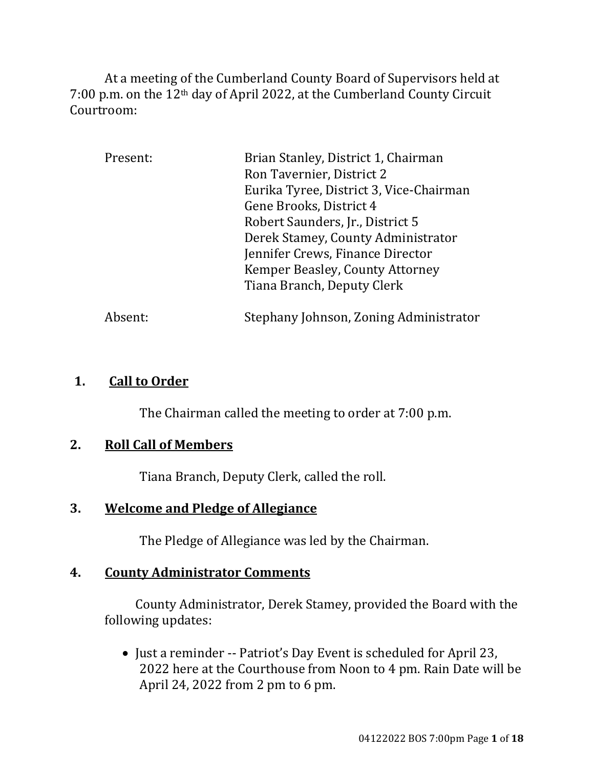At a meeting of the Cumberland County Board of Supervisors held at 7:00 p.m. on the 12th day of April 2022, at the Cumberland County Circuit Courtroom:

| | |
|---|---|
| Present: | Brian Stanley, District 1, Chairman |
| | Ron Tavernier, District 2 |
| | Eurika Tyree, District 3, Vice-Chairman |
| | Gene Brooks, District 4 |
| | Robert Saunders, Jr., District 5 |
| | Derek Stamey, County Administrator |
| | Jennifer Crews, Finance Director |
| | Kemper Beasley, County Attorney |
| | Tiana Branch, Deputy Clerk |
| Absent: | Stephany Johnson, Zoning Administrator |

## 1. Call to Order

The Chairman called the meeting to order at 7:00 p.m.

## 2. Roll Call of Members

Tiana Branch, Deputy Clerk, called the roll.

## 3. Welcome and Pledge of Allegiance

The Pledge of Allegiance was led by the Chairman.

## 4. County Administrator Comments

County Administrator, Derek Stamey, provided the Board with the following updates:

- Just a reminder -- Patriot's Day Event is scheduled for April 23, 2022 here at the Courthouse from Noon to 4 pm. Rain Date will be April 24, 2022 from 2 pm to 6 pm.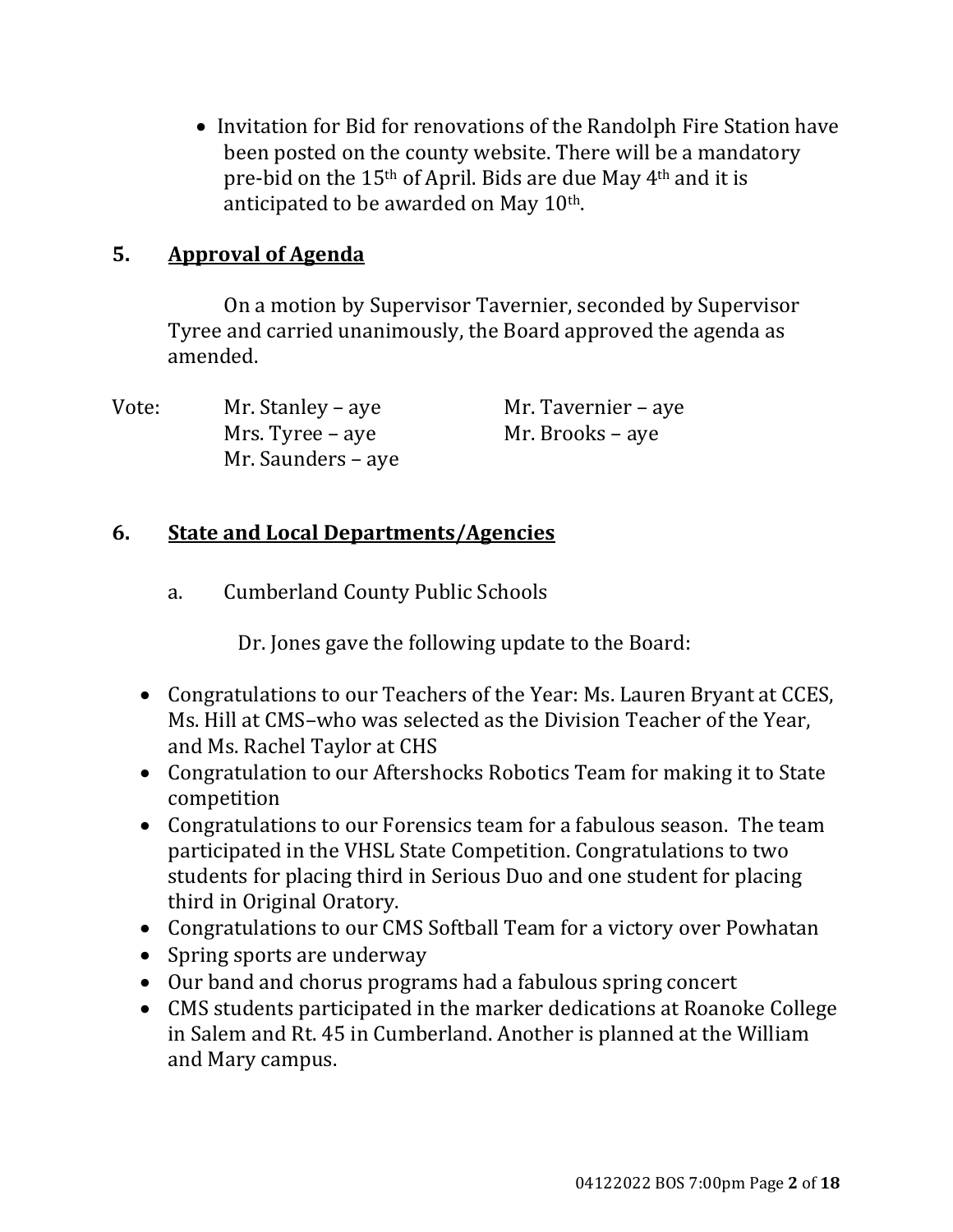- Invitation for Bid for renovations of the Randolph Fire Station have been posted on the county website. There will be a mandatory pre-bid on the 15th of April. Bids are due May 4th and it is anticipated to be awarded on May 10th.

## 5. Approval of Agenda

On a motion by Supervisor Tavernier, seconded by Supervisor Tyree and carried unanimously, the Board approved the agenda as amended.

Vote: Mr. Stanley – aye  
Mr. Tavernier – aye  
Mrs. Tyree – aye  
Mr. Brooks – aye  
Mr. Saunders – aye

## 6. State and Local Departments/Agencies

a. Cumberland County Public Schools

Dr. Jones gave the following update to the Board:

- Congratulations to our Teachers of the Year: Ms. Lauren Bryant at CCES, Ms. Hill at CMS–who was selected as the Division Teacher of the Year, and Ms. Rachel Taylor at CHS
- Congratulation to our Aftershocks Robotics Team for making it to State competition
- Congratulations to our Forensics team for a fabulous season. The team participated in the VHSL State Competition. Congratulations to two students for placing third in Serious Duo and one student for placing third in Original Oratory.
- Congratulations to our CMS Softball Team for a victory over Powhatan
- Spring sports are underway
- Our band and chorus programs had a fabulous spring concert
- CMS students participated in the marker dedications at Roanoke College in Salem and Rt. 45 in Cumberland. Another is planned at the William and Mary campus.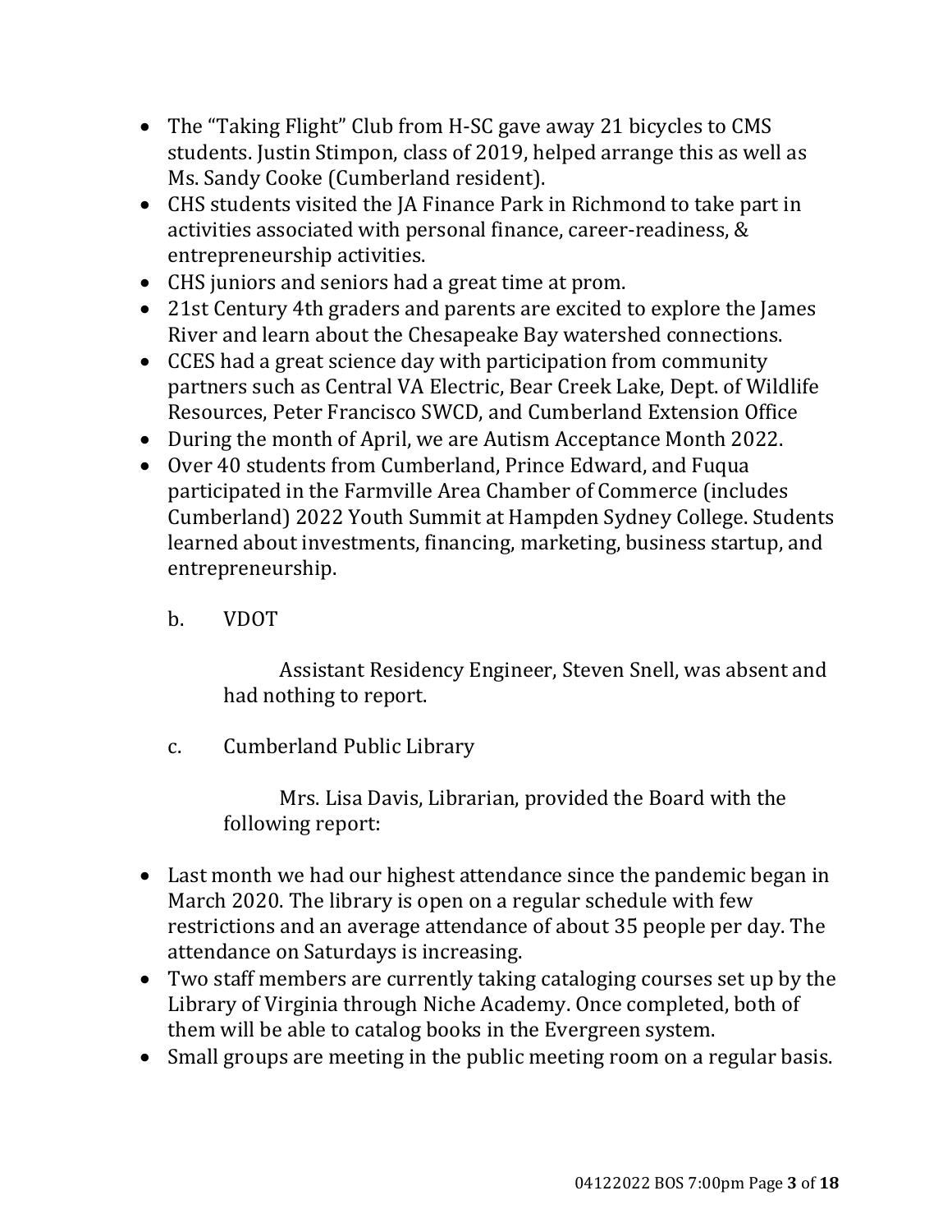- The "Taking Flight" Club from H-SC gave away 21 bicycles to CMS students. Justin Stimpon, class of 2019, helped arrange this as well as Ms. Sandy Cooke (Cumberland resident).
- CHS students visited the JA Finance Park in Richmond to take part in activities associated with personal finance, career-readiness, & entrepreneurship activities.
- CHS juniors and seniors had a great time at prom.
- 21st Century 4th graders and parents are excited to explore the James River and learn about the Chesapeake Bay watershed connections.
- CCES had a great science day with participation from community partners such as Central VA Electric, Bear Creek Lake, Dept. of Wildlife Resources, Peter Francisco SWCD, and Cumberland Extension Office
- During the month of April, we are Autism Acceptance Month 2022.
- Over 40 students from Cumberland, Prince Edward, and Fuqua participated in the Farmville Area Chamber of Commerce (includes Cumberland) 2022 Youth Summit at Hampden Sydney College. Students learned about investments, financing, marketing, business startup, and entrepreneurship.

b. VDOT

Assistant Residency Engineer, Steven Snell, was absent and had nothing to report.

c. Cumberland Public Library

Mrs. Lisa Davis, Librarian, provided the Board with the following report:

- Last month we had our highest attendance since the pandemic began in March 2020. The library is open on a regular schedule with few restrictions and an average attendance of about 35 people per day. The attendance on Saturdays is increasing.
- Two staff members are currently taking cataloging courses set up by the Library of Virginia through Niche Academy. Once completed, both of them will be able to catalog books in the Evergreen system.
- Small groups are meeting in the public meeting room on a regular basis.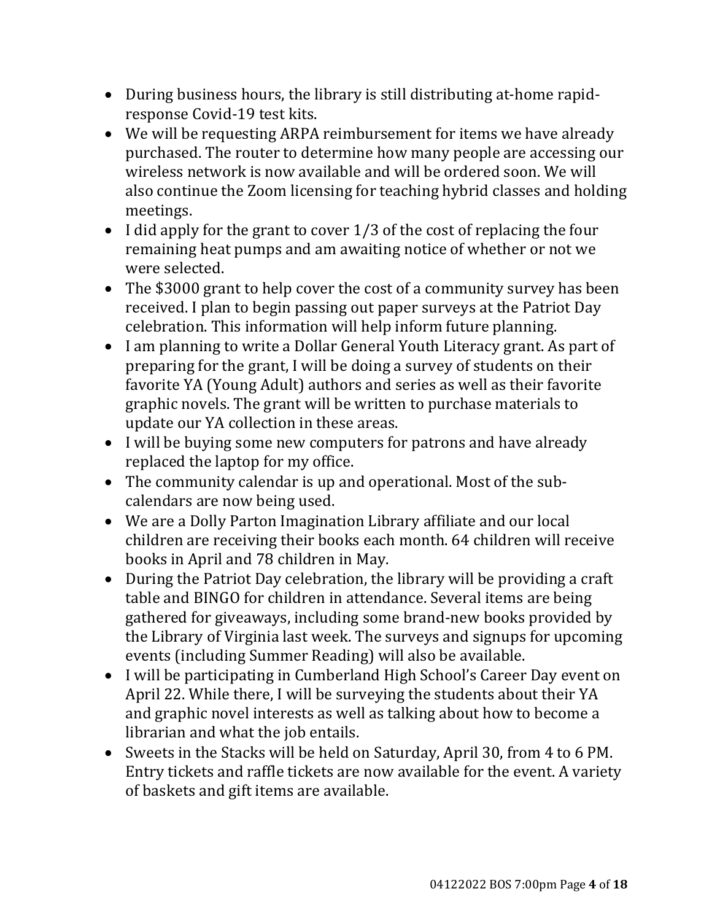- During business hours, the library is still distributing at-home rapid-response Covid-19 test kits.
- We will be requesting ARPA reimbursement for items we have already purchased. The router to determine how many people are accessing our wireless network is now available and will be ordered soon. We will also continue the Zoom licensing for teaching hybrid classes and holding meetings.
- I did apply for the grant to cover 1/3 of the cost of replacing the four remaining heat pumps and am awaiting notice of whether or not we were selected.
- The $3000 grant to help cover the cost of a community survey has been received. I plan to begin passing out paper surveys at the Patriot Day celebration. This information will help inform future planning.
- I am planning to write a Dollar General Youth Literacy grant. As part of preparing for the grant, I will be doing a survey of students on their favorite YA (Young Adult) authors and series as well as their favorite graphic novels. The grant will be written to purchase materials to update our YA collection in these areas.
- I will be buying some new computers for patrons and have already replaced the laptop for my office.
- The community calendar is up and operational. Most of the sub-calendars are now being used.
- We are a Dolly Parton Imagination Library affiliate and our local children are receiving their books each month. 64 children will receive books in April and 78 children in May.
- During the Patriot Day celebration, the library will be providing a craft table and BINGO for children in attendance. Several items are being gathered for giveaways, including some brand-new books provided by the Library of Virginia last week. The surveys and signups for upcoming events (including Summer Reading) will also be available.
- I will be participating in Cumberland High School's Career Day event on April 22. While there, I will be surveying the students about their YA and graphic novel interests as well as talking about how to become a librarian and what the job entails.
- Sweets in the Stacks will be held on Saturday, April 30, from 4 to 6 PM. Entry tickets and raffle tickets are now available for the event. A variety of baskets and gift items are available.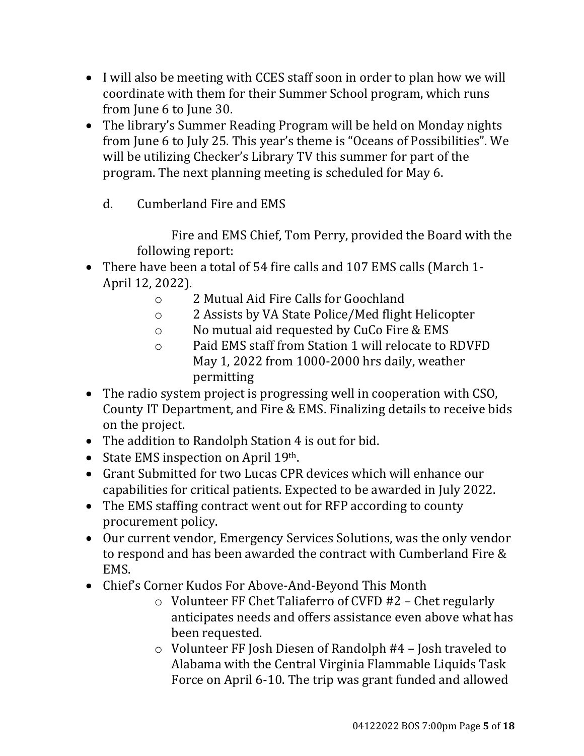- I will also be meeting with CCES staff soon in order to plan how we will coordinate with them for their Summer School program, which runs from June 6 to June 30.
- The library's Summer Reading Program will be held on Monday nights from June 6 to July 25. This year's theme is "Oceans of Possibilities". We will be utilizing Checker's Library TV this summer for part of the program. The next planning meeting is scheduled for May 6.

d. Cumberland Fire and EMS

Fire and EMS Chief, Tom Perry, provided the Board with the following report:

- There have been a total of 54 fire calls and 107 EMS calls (March 1-April 12, 2022).
  - 2 Mutual Aid Fire Calls for Goochland
  - 2 Assists by VA State Police/Med flight Helicopter
  - No mutual aid requested by CuCo Fire & EMS
  - Paid EMS staff from Station 1 will relocate to RDVFD May 1, 2022 from 1000-2000 hrs daily, weather permitting
- The radio system project is progressing well in cooperation with CSO, County IT Department, and Fire & EMS. Finalizing details to receive bids on the project.
- The addition to Randolph Station 4 is out for bid.
- State EMS inspection on April 19th.
- Grant Submitted for two Lucas CPR devices which will enhance our capabilities for critical patients. Expected to be awarded in July 2022.
- The EMS staffing contract went out for RFP according to county procurement policy.
- Our current vendor, Emergency Services Solutions, was the only vendor to respond and has been awarded the contract with Cumberland Fire & EMS.
- Chief's Corner Kudos For Above-And-Beyond This Month
  - Volunteer FF Chet Taliaferro of CVFD #2 – Chet regularly anticipates needs and offers assistance even above what has been requested.
  - Volunteer FF Josh Diesen of Randolph #4 – Josh traveled to Alabama with the Central Virginia Flammable Liquids Task Force on April 6-10. The trip was grant funded and allowed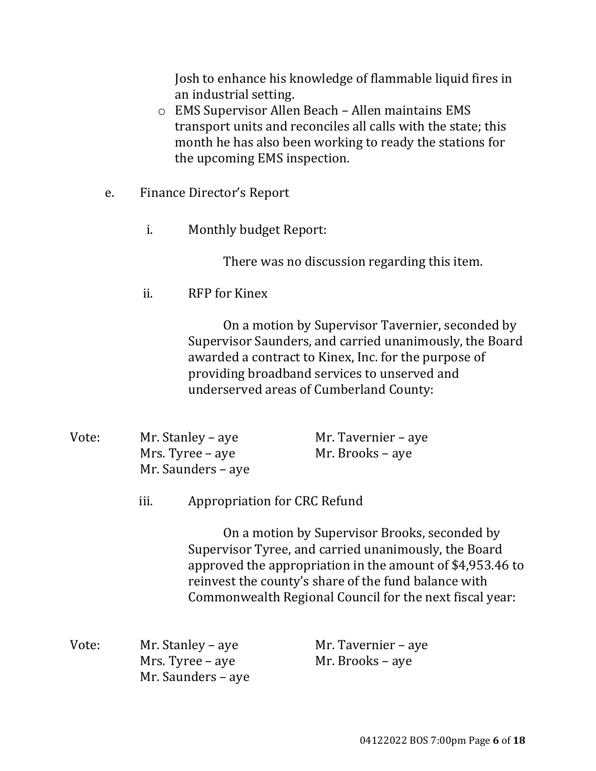Josh to enhance his knowledge of flammable liquid fires in an industrial setting.

- EMS Supervisor Allen Beach – Allen maintains EMS transport units and reconciles all calls with the state; this month he has also been working to ready the stations for the upcoming EMS inspection.

e. Finance Director's Report

i. Monthly budget Report:

There was no discussion regarding this item.

ii. RFP for Kinex

On a motion by Supervisor Tavernier, seconded by Supervisor Saunders, and carried unanimously, the Board awarded a contract to Kinex, Inc. for the purpose of providing broadband services to unserved and underserved areas of Cumberland County:

Vote:

Mr. Stanley – aye
Mrs. Tyree – aye
Mr. Saunders – aye
Mr. Tavernier – aye
Mr. Brooks – aye

iii. Appropriation for CRC Refund

On a motion by Supervisor Brooks, seconded by Supervisor Tyree, and carried unanimously, the Board approved the appropriation in the amount of $4,953.46 to reinvest the county's share of the fund balance with Commonwealth Regional Council for the next fiscal year:

Vote:

Mr. Stanley – aye
Mrs. Tyree – aye
Mr. Saunders – aye
Mr. Tavernier – aye
Mr. Brooks – aye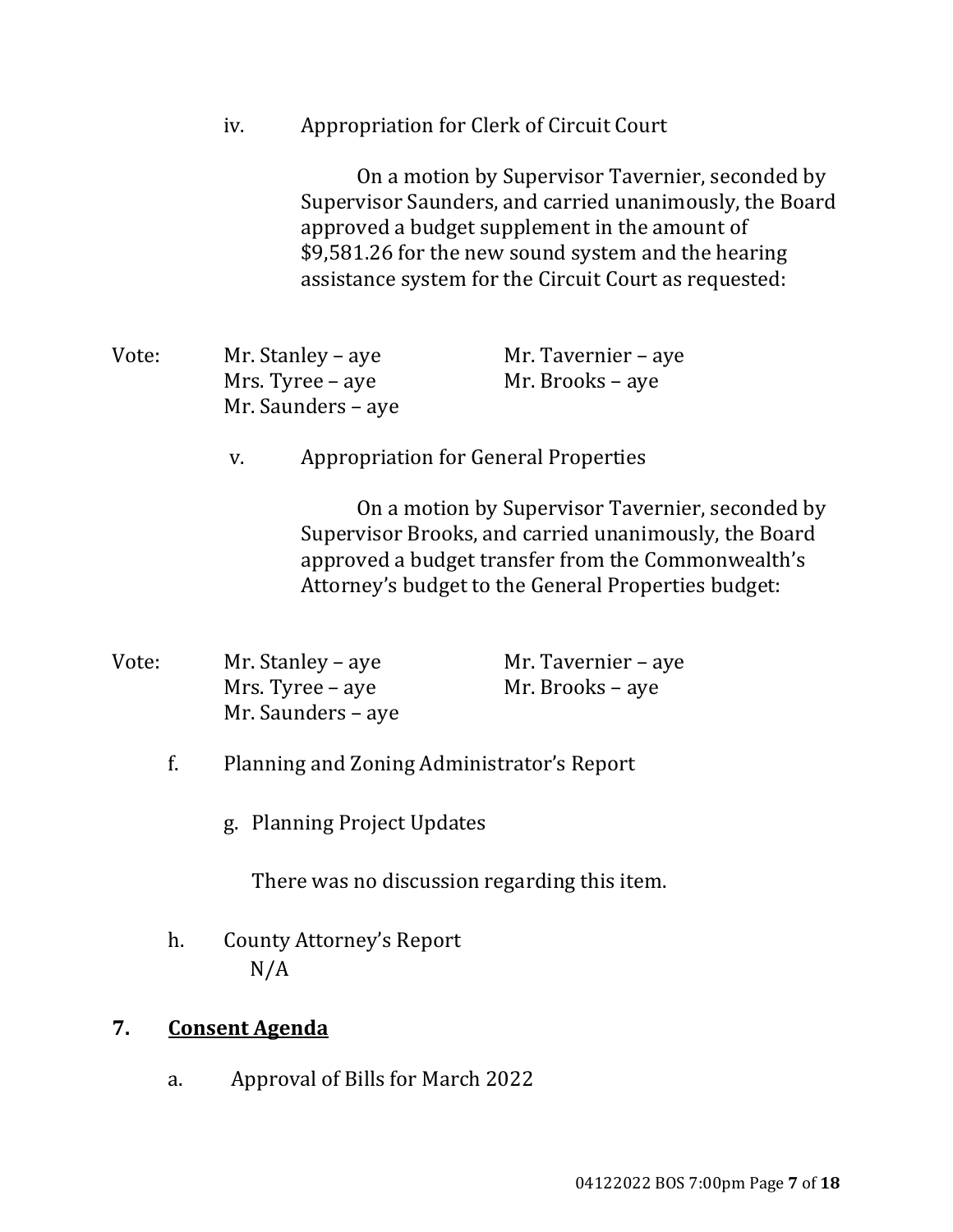iv. Appropriation for Clerk of Circuit Court

On a motion by Supervisor Tavernier, seconded by Supervisor Saunders, and carried unanimously, the Board approved a budget supplement in the amount of $9,581.26 for the new sound system and the hearing assistance system for the Circuit Court as requested:

Vote: Mr. Stanley – aye  
Mr. Tavernier – aye  
Mrs. Tyree – aye  
Mr. Brooks – aye  
Mr. Saunders – aye

v. Appropriation for General Properties

On a motion by Supervisor Tavernier, seconded by Supervisor Brooks, and carried unanimously, the Board approved a budget transfer from the Commonwealth's Attorney's budget to the General Properties budget:

Vote: Mr. Stanley – aye  
Mr. Tavernier – aye  
Mrs. Tyree – aye  
Mr. Brooks – aye  
Mr. Saunders – aye

f. Planning and Zoning Administrator's Report

g. Planning Project Updates

There was no discussion regarding this item.

h. County Attorney's Report  
N/A

## 7. Consent Agenda

a. Approval of Bills for March 2022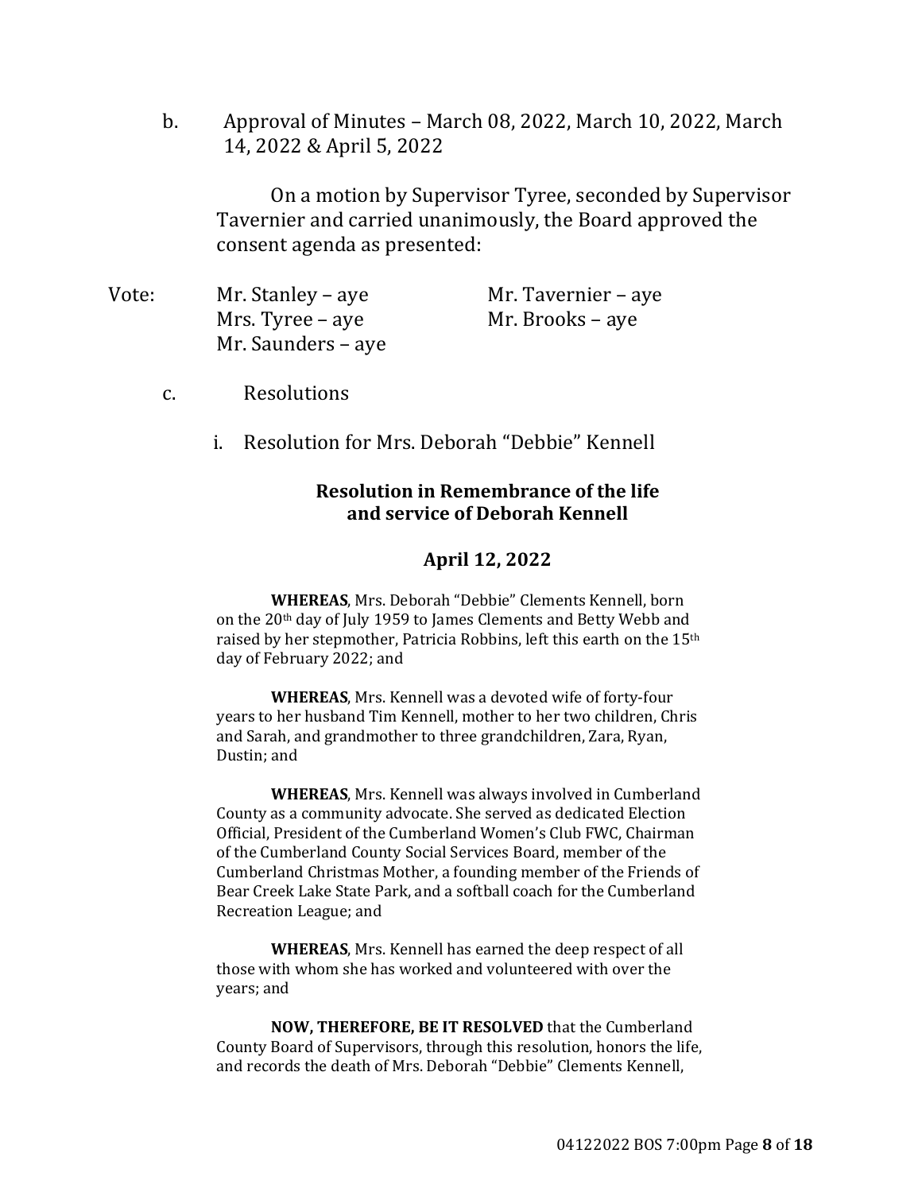b. Approval of Minutes – March 08, 2022, March 10, 2022, March 14, 2022 & April 5, 2022

On a motion by Supervisor Tyree, seconded by Supervisor Tavernier and carried unanimously, the Board approved the consent agenda as presented:

Vote:
- Mr. Stanley – aye
- Mr. Tavernier – aye
- Mrs. Tyree – aye
- Mr. Brooks – aye
- Mr. Saunders – aye

c. Resolutions

i. Resolution for Mrs. Deborah "Debbie" Kennell

**Resolution in Remembrance of the life and service of Deborah Kennell**

**April 12, 2022**

**WHEREAS**, Mrs. Deborah "Debbie" Clements Kennell, born on the 20th day of July 1959 to James Clements and Betty Webb and raised by her stepmother, Patricia Robbins, left this earth on the 15th day of February 2022; and

**WHEREAS**, Mrs. Kennell was a devoted wife of forty-four years to her husband Tim Kennell, mother to her two children, Chris and Sarah, and grandmother to three grandchildren, Zara, Ryan, Dustin; and

**WHEREAS**, Mrs. Kennell was always involved in Cumberland County as a community advocate. She served as dedicated Election Official, President of the Cumberland Women's Club FWC, Chairman of the Cumberland County Social Services Board, member of the Cumberland Christmas Mother, a founding member of the Friends of Bear Creek Lake State Park, and a softball coach for the Cumberland Recreation League; and

**WHEREAS**, Mrs. Kennell has earned the deep respect of all those with whom she has worked and volunteered with over the years; and

**NOW, THEREFORE, BE IT RESOLVED** that the Cumberland County Board of Supervisors, through this resolution, honors the life, and records the death of Mrs. Deborah "Debbie" Clements Kennell,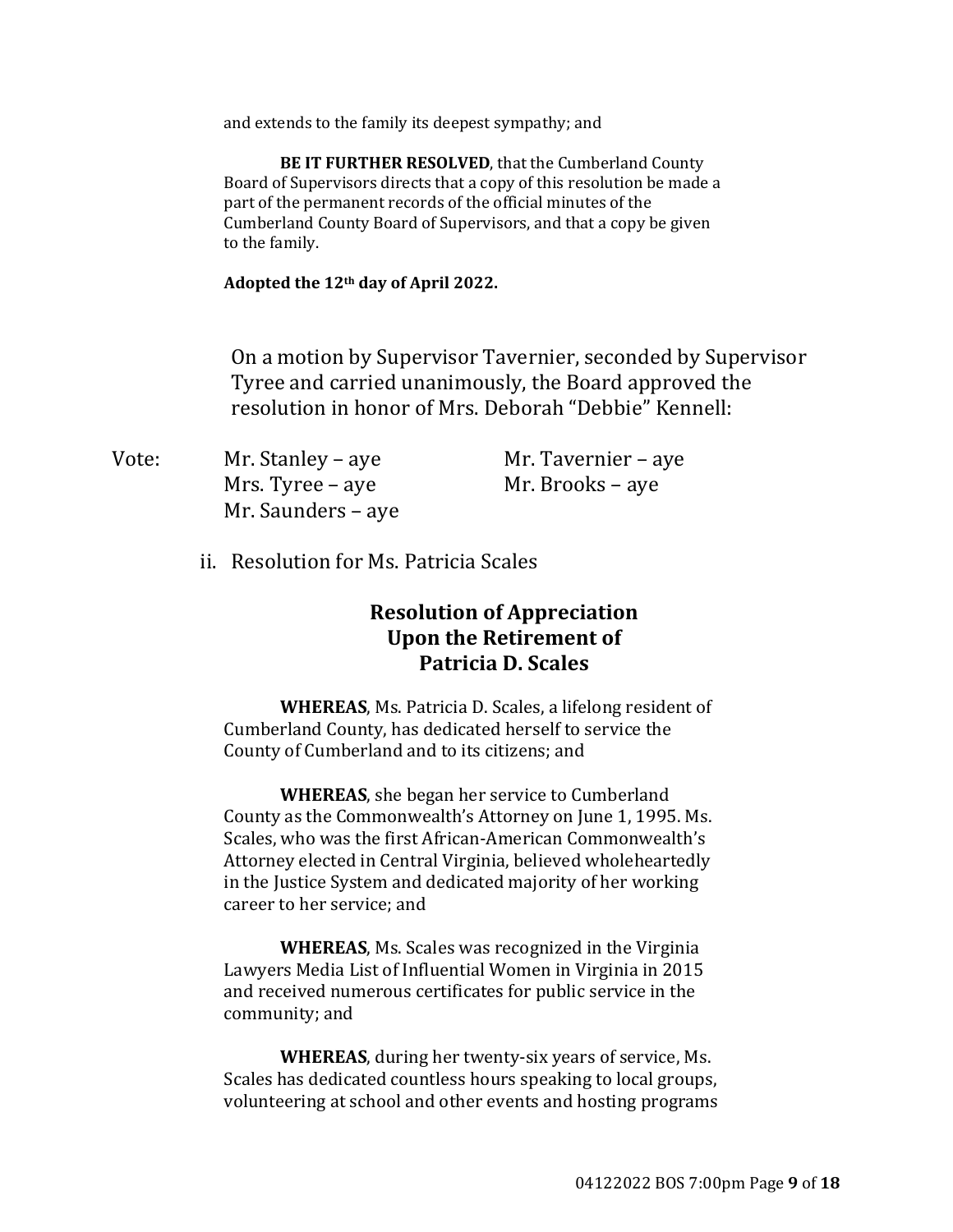and extends to the family its deepest sympathy; and

**BE IT FURTHER RESOLVED**, that the Cumberland County Board of Supervisors directs that a copy of this resolution be made a part of the permanent records of the official minutes of the Cumberland County Board of Supervisors, and that a copy be given to the family.

**Adopted the 12th day of April 2022.**

On a motion by Supervisor Tavernier, seconded by Supervisor Tyree and carried unanimously, the Board approved the resolution in honor of Mrs. Deborah "Debbie" Kennell:

Vote:
- Mr. Stanley – aye
- Mr. Tavernier – aye
- Mrs. Tyree – aye
- Mr. Brooks – aye
- Mr. Saunders – aye

ii. Resolution for Ms. Patricia Scales

### Resolution of Appreciation Upon the Retirement of Patricia D. Scales

**WHEREAS**, Ms. Patricia D. Scales, a lifelong resident of Cumberland County, has dedicated herself to service the County of Cumberland and to its citizens; and

**WHEREAS**, she began her service to Cumberland County as the Commonwealth's Attorney on June 1, 1995. Ms. Scales, who was the first African-American Commonwealth's Attorney elected in Central Virginia, believed wholeheartedly in the Justice System and dedicated majority of her working career to her service; and

**WHEREAS**, Ms. Scales was recognized in the Virginia Lawyers Media List of Influential Women in Virginia in 2015 and received numerous certificates for public service in the community; and

**WHEREAS**, during her twenty-six years of service, Ms. Scales has dedicated countless hours speaking to local groups, volunteering at school and other events and hosting programs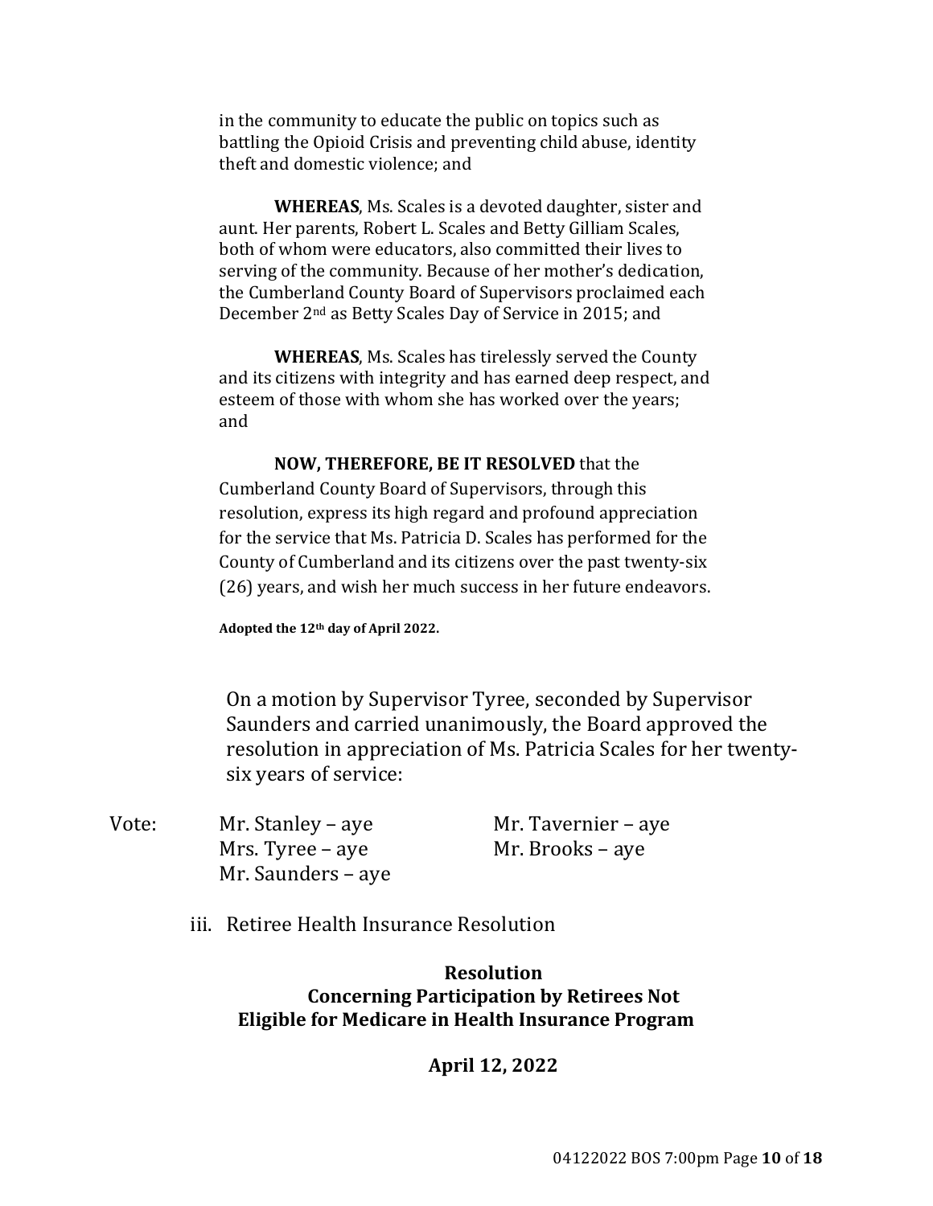in the community to educate the public on topics such as battling the Opioid Crisis and preventing child abuse, identity theft and domestic violence; and

**WHEREAS**, Ms. Scales is a devoted daughter, sister and aunt. Her parents, Robert L. Scales and Betty Gilliam Scales, both of whom were educators, also committed their lives to serving of the community. Because of her mother's dedication, the Cumberland County Board of Supervisors proclaimed each December 2nd as Betty Scales Day of Service in 2015; and

**WHEREAS**, Ms. Scales has tirelessly served the County and its citizens with integrity and has earned deep respect, and esteem of those with whom she has worked over the years; and

**NOW, THEREFORE, BE IT RESOLVED** that the Cumberland County Board of Supervisors, through this resolution, express its high regard and profound appreciation for the service that Ms. Patricia D. Scales has performed for the County of Cumberland and its citizens over the past twenty-six (26) years, and wish her much success in her future endeavors.

**Adopted the 12th day of April 2022.**

On a motion by Supervisor Tyree, seconded by Supervisor Saunders and carried unanimously, the Board approved the resolution in appreciation of Ms. Patricia Scales for her twenty-six years of service:

Vote:
Mr. Stanley – aye
Mr. Tavernier – aye
Mrs. Tyree – aye
Mr. Brooks – aye
Mr. Saunders – aye

iii. Retiree Health Insurance Resolution

**Resolution**
**Concerning Participation by Retirees Not Eligible for Medicare in Health Insurance Program**

**April 12, 2022**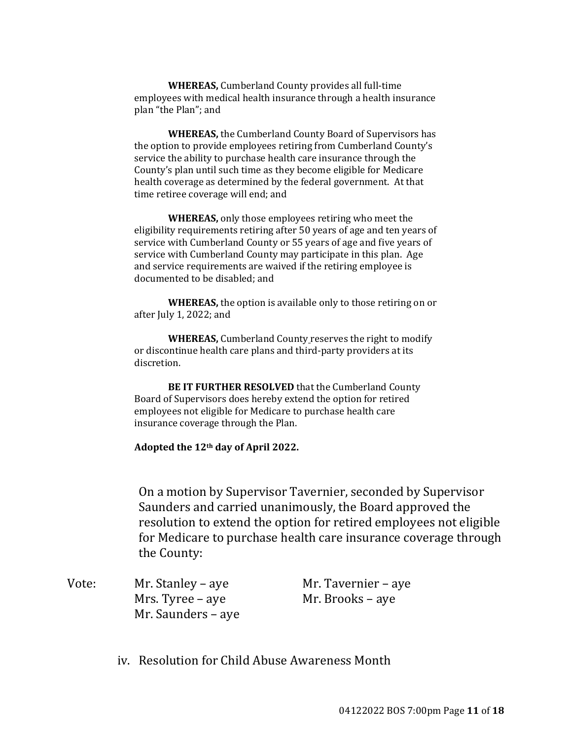**WHEREAS,** Cumberland County provides all full-time employees with medical health insurance through a health insurance plan "the Plan"; and

**WHEREAS,** the Cumberland County Board of Supervisors has the option to provide employees retiring from Cumberland County's service the ability to purchase health care insurance through the County's plan until such time as they become eligible for Medicare health coverage as determined by the federal government. At that time retiree coverage will end; and

**WHEREAS,** only those employees retiring who meet the eligibility requirements retiring after 50 years of age and ten years of service with Cumberland County or 55 years of age and five years of service with Cumberland County may participate in this plan. Age and service requirements are waived if the retiring employee is documented to be disabled; and

**WHEREAS,** the option is available only to those retiring on or after July 1, 2022; and

**WHEREAS,** Cumberland County reserves the right to modify or discontinue health care plans and third-party providers at its discretion.

**BE IT FURTHER RESOLVED** that the Cumberland County Board of Supervisors does hereby extend the option for retired employees not eligible for Medicare to purchase health care insurance coverage through the Plan.

**Adopted the 12th day of April 2022.**

On a motion by Supervisor Tavernier, seconded by Supervisor Saunders and carried unanimously, the Board approved the resolution to extend the option for retired employees not eligible for Medicare to purchase health care insurance coverage through the County:

Vote: Mr. Stanley – aye
Mr. Tavernier – aye
Mrs. Tyree – aye
Mr. Brooks – aye
Mr. Saunders – aye

iv. Resolution for Child Abuse Awareness Month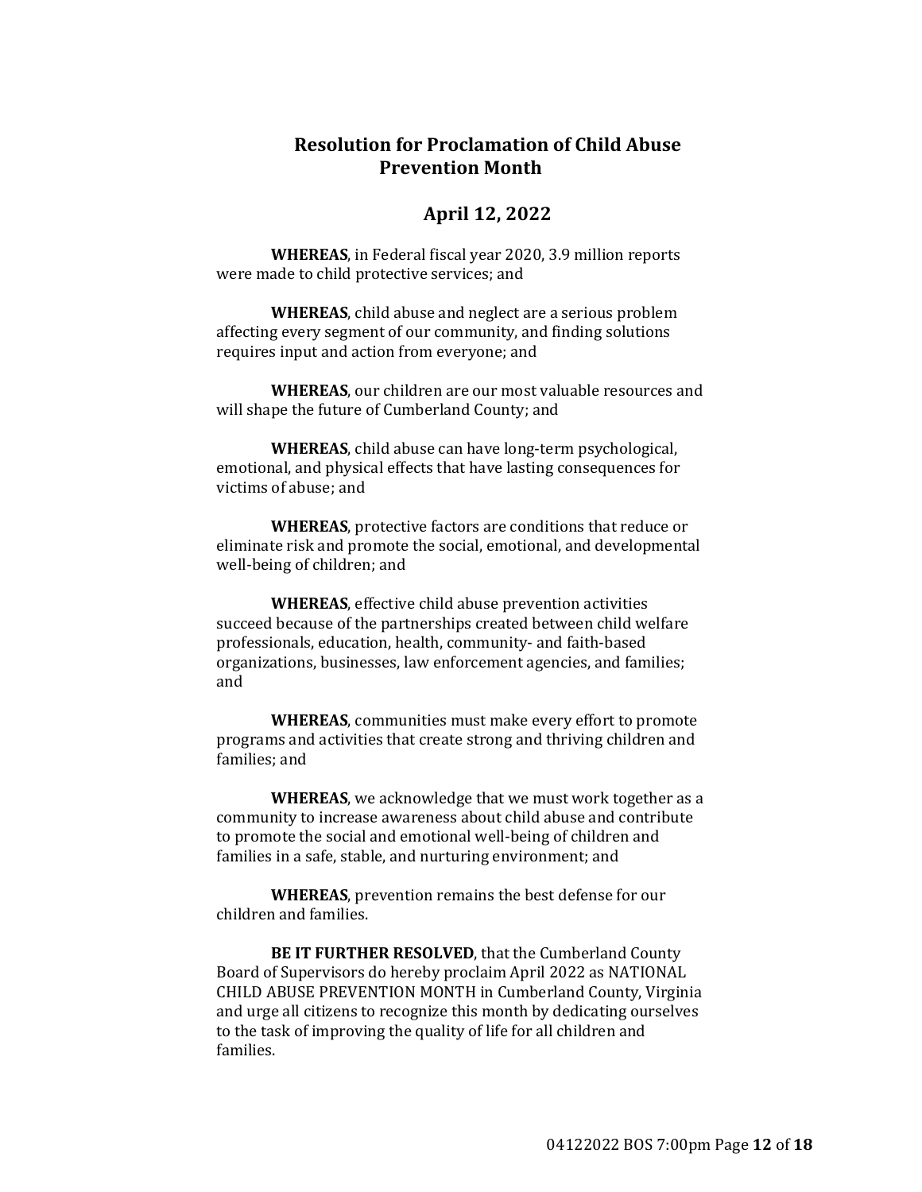# Resolution for Proclamation of Child Abuse Prevention Month

## April 12, 2022

**WHEREAS**, in Federal fiscal year 2020, 3.9 million reports were made to child protective services; and

**WHEREAS**, child abuse and neglect are a serious problem affecting every segment of our community, and finding solutions requires input and action from everyone; and

**WHEREAS**, our children are our most valuable resources and will shape the future of Cumberland County; and

**WHEREAS**, child abuse can have long-term psychological, emotional, and physical effects that have lasting consequences for victims of abuse; and

**WHEREAS**, protective factors are conditions that reduce or eliminate risk and promote the social, emotional, and developmental well-being of children; and

**WHEREAS**, effective child abuse prevention activities succeed because of the partnerships created between child welfare professionals, education, health, community- and faith-based organizations, businesses, law enforcement agencies, and families; and

**WHEREAS**, communities must make every effort to promote programs and activities that create strong and thriving children and families; and

**WHEREAS**, we acknowledge that we must work together as a community to increase awareness about child abuse and contribute to promote the social and emotional well-being of children and families in a safe, stable, and nurturing environment; and

**WHEREAS**, prevention remains the best defense for our children and families.

**BE IT FURTHER RESOLVED**, that the Cumberland County Board of Supervisors do hereby proclaim April 2022 as NATIONAL CHILD ABUSE PREVENTION MONTH in Cumberland County, Virginia and urge all citizens to recognize this month by dedicating ourselves to the task of improving the quality of life for all children and families.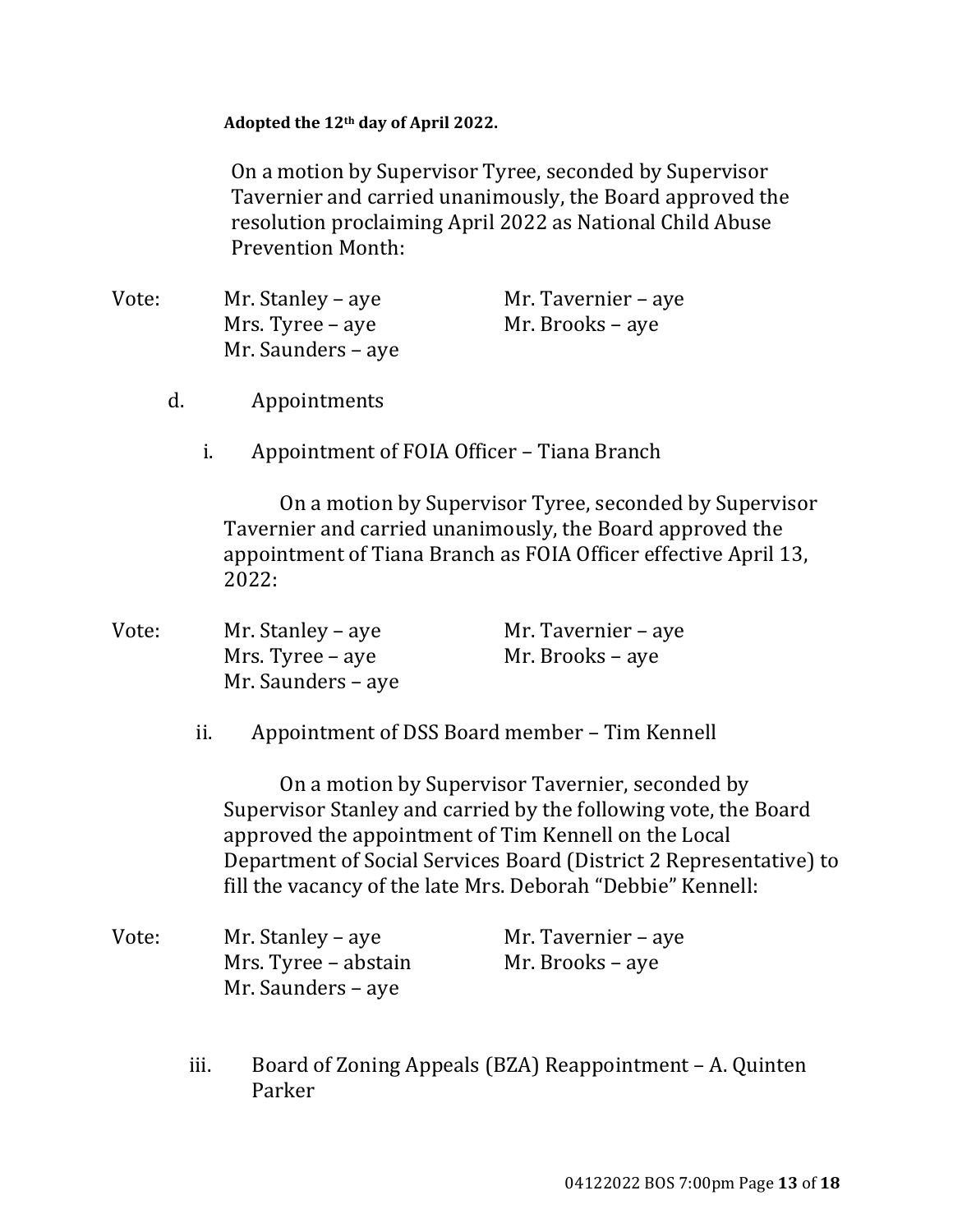**Adopted the 12th day of April 2022.**

On a motion by Supervisor Tyree, seconded by Supervisor Tavernier and carried unanimously, the Board approved the resolution proclaiming April 2022 as National Child Abuse Prevention Month:

| Vote: | | |
|---|---|---|
| | Mr. Stanley – aye | Mr. Tavernier – aye |
| | Mrs. Tyree – aye | Mr. Brooks – aye |
| | Mr. Saunders – aye | |

d. Appointments

i. Appointment of FOIA Officer – Tiana Branch

On a motion by Supervisor Tyree, seconded by Supervisor Tavernier and carried unanimously, the Board approved the appointment of Tiana Branch as FOIA Officer effective April 13, 2022:

| Vote: | | |
|---|---|---|
| | Mr. Stanley – aye | Mr. Tavernier – aye |
| | Mrs. Tyree – aye | Mr. Brooks – aye |
| | Mr. Saunders – aye | |

ii. Appointment of DSS Board member – Tim Kennell

On a motion by Supervisor Tavernier, seconded by Supervisor Stanley and carried by the following vote, the Board approved the appointment of Tim Kennell on the Local Department of Social Services Board (District 2 Representative) to fill the vacancy of the late Mrs. Deborah "Debbie" Kennell:

| Vote: | | |
|---|---|---|
| | Mr. Stanley – aye | Mr. Tavernier – aye |
| | Mrs. Tyree – abstain | Mr. Brooks – aye |
| | Mr. Saunders – aye | |

iii. Board of Zoning Appeals (BZA) Reappointment – A. Quinten Parker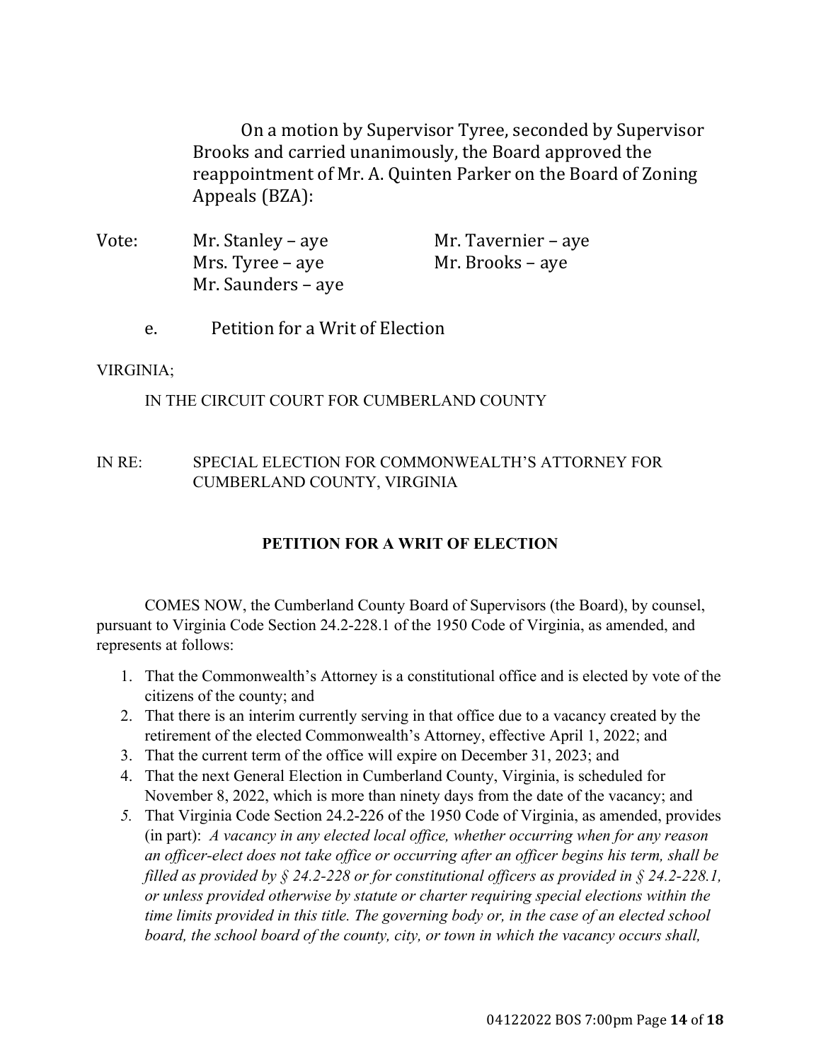On a motion by Supervisor Tyree, seconded by Supervisor Brooks and carried unanimously, the Board approved the reappointment of Mr. A. Quinten Parker on the Board of Zoning Appeals (BZA):

| Vote: | | |
|---|---|---|
| | Mr. Stanley – aye | Mr. Tavernier – aye |
| | Mrs. Tyree – aye | Mr. Brooks – aye |
| | Mr. Saunders – aye | |

e. Petition for a Writ of Election

VIRGINIA;

IN THE CIRCUIT COURT FOR CUMBERLAND COUNTY

IN RE: SPECIAL ELECTION FOR COMMONWEALTH'S ATTORNEY FOR CUMBERLAND COUNTY, VIRGINIA

**PETITION FOR A WRIT OF ELECTION**

COMES NOW, the Cumberland County Board of Supervisors (the Board), by counsel, pursuant to Virginia Code Section 24.2-228.1 of the 1950 Code of Virginia, as amended, and represents at follows:

1. That the Commonwealth's Attorney is a constitutional office and is elected by vote of the citizens of the county; and
2. That there is an interim currently serving in that office due to a vacancy created by the retirement of the elected Commonwealth's Attorney, effective April 1, 2022; and
3. That the current term of the office will expire on December 31, 2023; and
4. That the next General Election in Cumberland County, Virginia, is scheduled for November 8, 2022, which is more than ninety days from the date of the vacancy; and
5. That Virginia Code Section 24.2-226 of the 1950 Code of Virginia, as amended, provides (in part): *A vacancy in any elected local office, whether occurring when for any reason an officer-elect does not take office or occurring after an officer begins his term, shall be filled as provided by § 24.2-228 or for constitutional officers as provided in § 24.2-228.1, or unless provided otherwise by statute or charter requiring special elections within the time limits provided in this title. The governing body or, in the case of an elected school board, the school board of the county, city, or town in which the vacancy occurs shall,*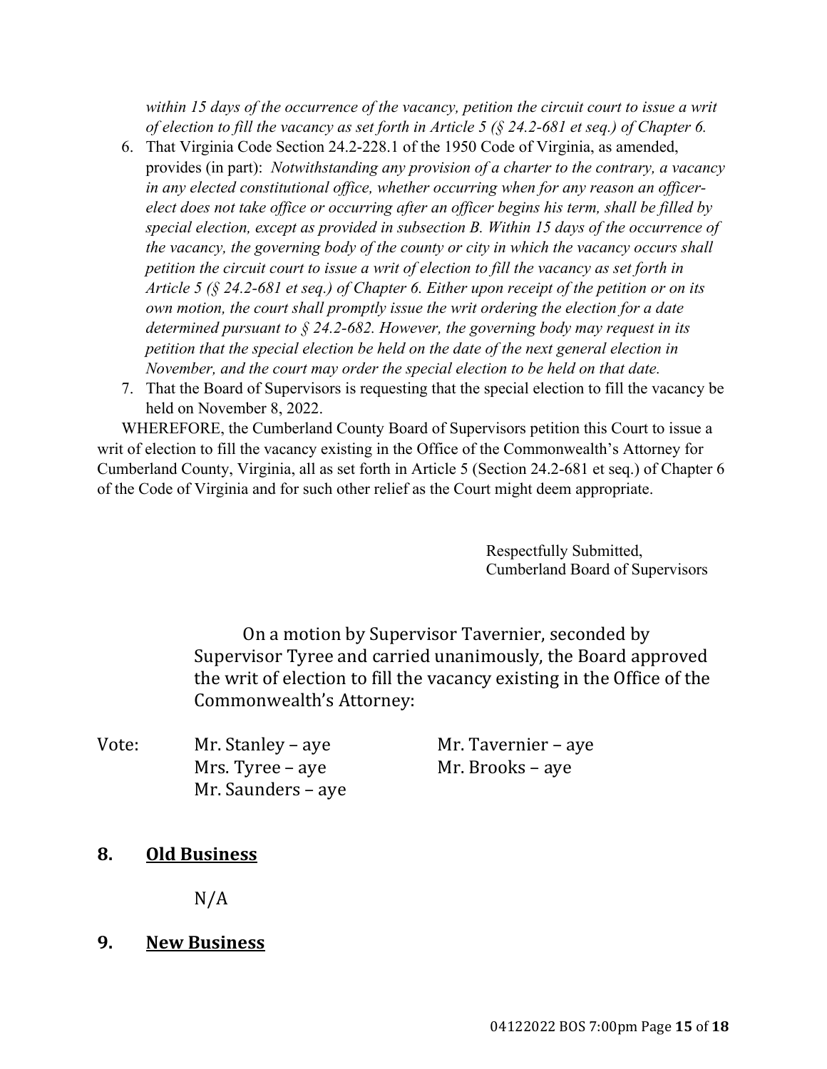*within 15 days of the occurrence of the vacancy, petition the circuit court to issue a writ of election to fill the vacancy as set forth in Article 5 (§ 24.2-681 et seq.) of Chapter 6.*

6. That Virginia Code Section 24.2-228.1 of the 1950 Code of Virginia, as amended, provides (in part): *Notwithstanding any provision of a charter to the contrary, a vacancy in any elected constitutional office, whether occurring when for any reason an officer-elect does not take office or occurring after an officer begins his term, shall be filled by special election, except as provided in subsection B. Within 15 days of the occurrence of the vacancy, the governing body of the county or city in which the vacancy occurs shall petition the circuit court to issue a writ of election to fill the vacancy as set forth in Article 5 (§ 24.2-681 et seq.) of Chapter 6. Either upon receipt of the petition or on its own motion, the court shall promptly issue the writ ordering the election for a date determined pursuant to § 24.2-682. However, the governing body may request in its petition that the special election be held on the date of the next general election in November, and the court may order the special election to be held on that date.*
7. That the Board of Supervisors is requesting that the special election to fill the vacancy be held on November 8, 2022.

WHEREFORE, the Cumberland County Board of Supervisors petition this Court to issue a writ of election to fill the vacancy existing in the Office of the Commonwealth's Attorney for Cumberland County, Virginia, all as set forth in Article 5 (Section 24.2-681 et seq.) of Chapter 6 of the Code of Virginia and for such other relief as the Court might deem appropriate.

Respectfully Submitted,
Cumberland Board of Supervisors

On a motion by Supervisor Tavernier, seconded by Supervisor Tyree and carried unanimously, the Board approved the writ of election to fill the vacancy existing in the Office of the Commonwealth's Attorney:

Vote:
Mr. Stanley – aye
Mr. Tavernier – aye
Mrs. Tyree – aye
Mr. Brooks – aye
Mr. Saunders – aye

## 8. Old Business

N/A

## 9. New Business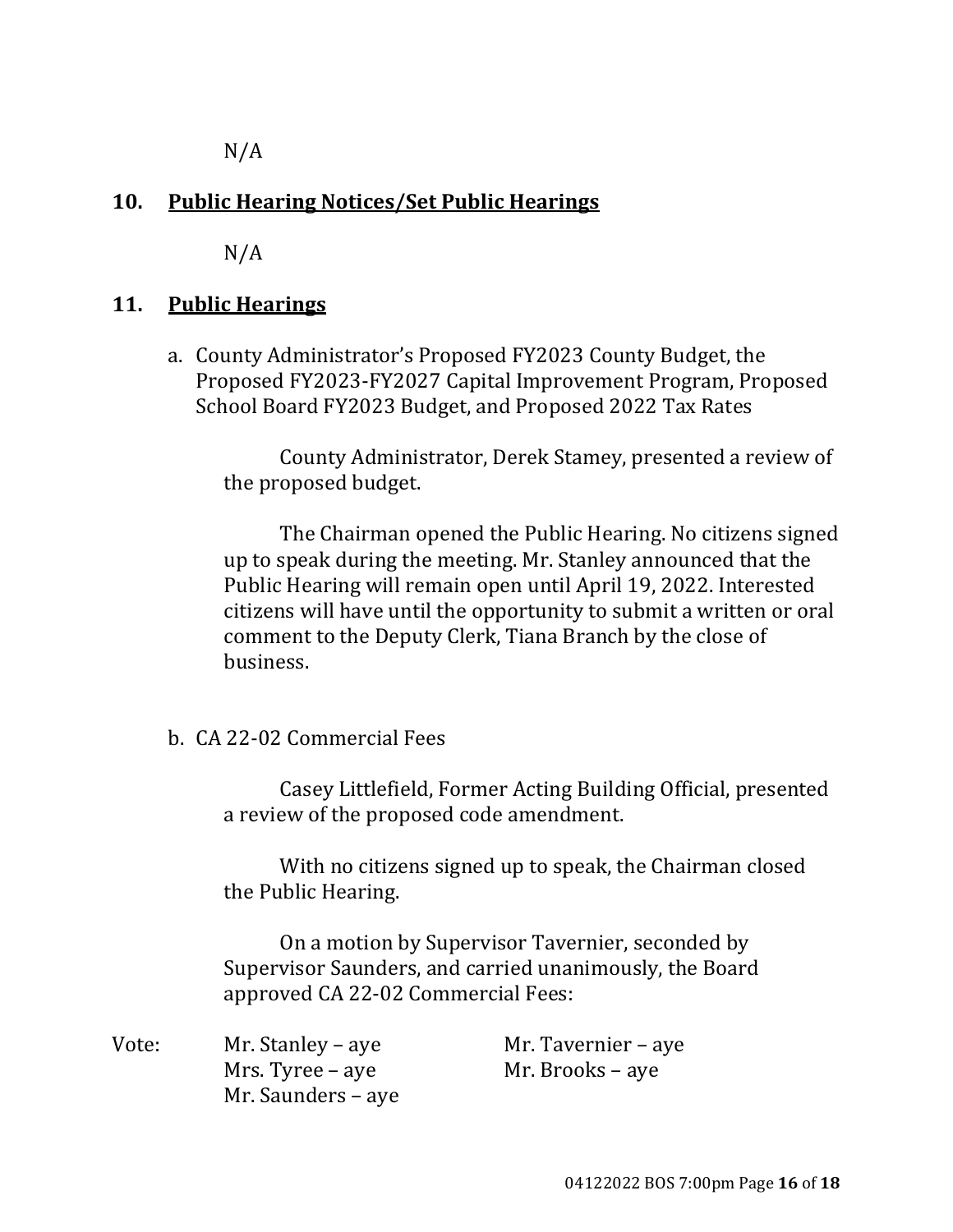N/A

## 10. Public Hearing Notices/Set Public Hearings

N/A

## 11. Public Hearings

a. County Administrator's Proposed FY2023 County Budget, the Proposed FY2023-FY2027 Capital Improvement Program, Proposed School Board FY2023 Budget, and Proposed 2022 Tax Rates

County Administrator, Derek Stamey, presented a review of the proposed budget.

The Chairman opened the Public Hearing. No citizens signed up to speak during the meeting. Mr. Stanley announced that the Public Hearing will remain open until April 19, 2022. Interested citizens will have until the opportunity to submit a written or oral comment to the Deputy Clerk, Tiana Branch by the close of business.

b. CA 22-02 Commercial Fees

Casey Littlefield, Former Acting Building Official, presented a review of the proposed code amendment.

With no citizens signed up to speak, the Chairman closed the Public Hearing.

On a motion by Supervisor Tavernier, seconded by Supervisor Saunders, and carried unanimously, the Board approved CA 22-02 Commercial Fees:

Vote:
- Mr. Stanley – aye
- Mr. Tavernier – aye
- Mrs. Tyree – aye
- Mr. Brooks – aye
- Mr. Saunders – aye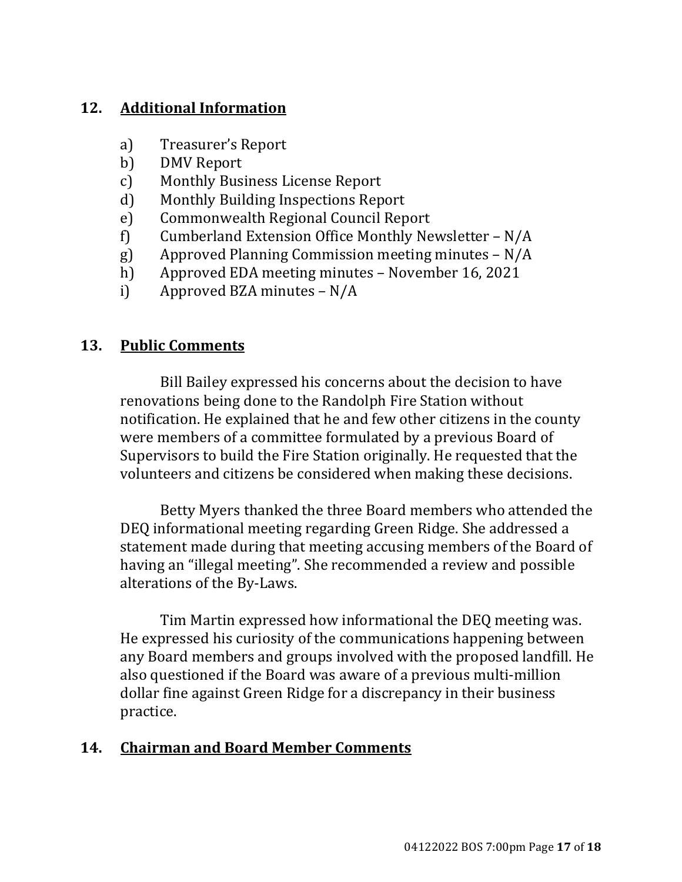## 12. Additional Information

a) Treasurer's Report
b) DMV Report
c) Monthly Business License Report
d) Monthly Building Inspections Report
e) Commonwealth Regional Council Report
f) Cumberland Extension Office Monthly Newsletter – N/A
g) Approved Planning Commission meeting minutes – N/A
h) Approved EDA meeting minutes – November 16, 2021
i) Approved BZA minutes – N/A

## 13. Public Comments

Bill Bailey expressed his concerns about the decision to have renovations being done to the Randolph Fire Station without notification. He explained that he and few other citizens in the county were members of a committee formulated by a previous Board of Supervisors to build the Fire Station originally. He requested that the volunteers and citizens be considered when making these decisions.

Betty Myers thanked the three Board members who attended the DEQ informational meeting regarding Green Ridge. She addressed a statement made during that meeting accusing members of the Board of having an "illegal meeting". She recommended a review and possible alterations of the By-Laws.

Tim Martin expressed how informational the DEQ meeting was. He expressed his curiosity of the communications happening between any Board members and groups involved with the proposed landfill. He also questioned if the Board was aware of a previous multi-million dollar fine against Green Ridge for a discrepancy in their business practice.

## 14. Chairman and Board Member Comments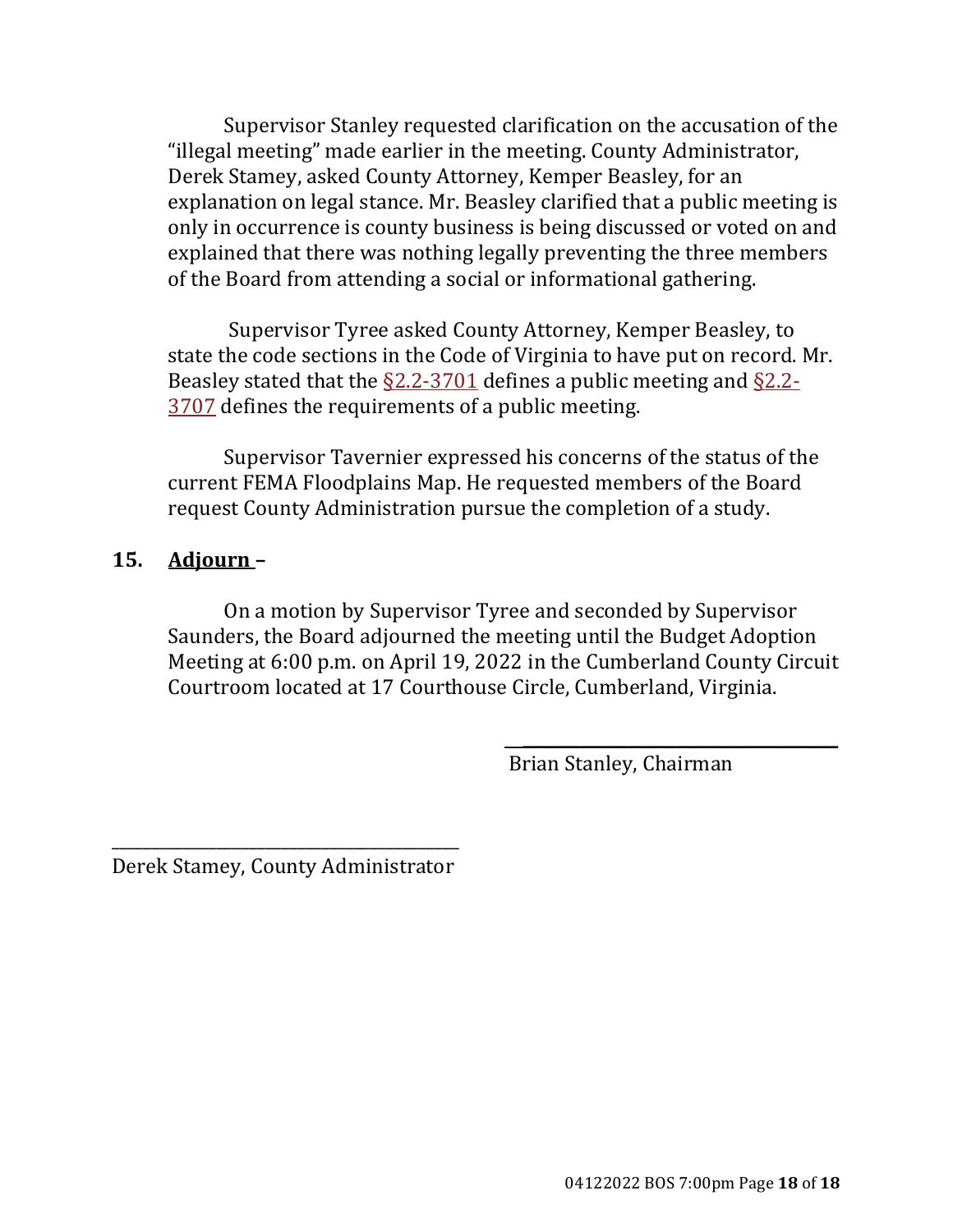Supervisor Stanley requested clarification on the accusation of the "illegal meeting" made earlier in the meeting. County Administrator, Derek Stamey, asked County Attorney, Kemper Beasley, for an explanation on legal stance. Mr. Beasley clarified that a public meeting is only in occurrence is county business is being discussed or voted on and explained that there was nothing legally preventing the three members of the Board from attending a social or informational gathering.

Supervisor Tyree asked County Attorney, Kemper Beasley, to state the code sections in the Code of Virginia to have put on record. Mr. Beasley stated that the §2.2-3701 defines a public meeting and §2.2-3707 defines the requirements of a public meeting.

Supervisor Tavernier expressed his concerns of the status of the current FEMA Floodplains Map. He requested members of the Board request County Administration pursue the completion of a study.

## 15. Adjourn –

On a motion by Supervisor Tyree and seconded by Supervisor Saunders, the Board adjourned the meeting until the Budget Adoption Meeting at 6:00 p.m. on April 19, 2022 in the Cumberland County Circuit Courtroom located at 17 Courthouse Circle, Cumberland, Virginia.

\_\_\_\_\_\_\_\_\_\_\_\_\_\_\_\_\_\_\_\_\_\_\_\_\_\_\_\_\_\_\_\_\_\_\_\_
Brian Stanley, Chairman

\_\_\_\_\_\_\_\_\_\_\_\_\_\_\_\_\_\_\_\_\_\_\_\_\_\_\_\_\_\_\_\_\_\_\_\_
Derek Stamey, County Administrator